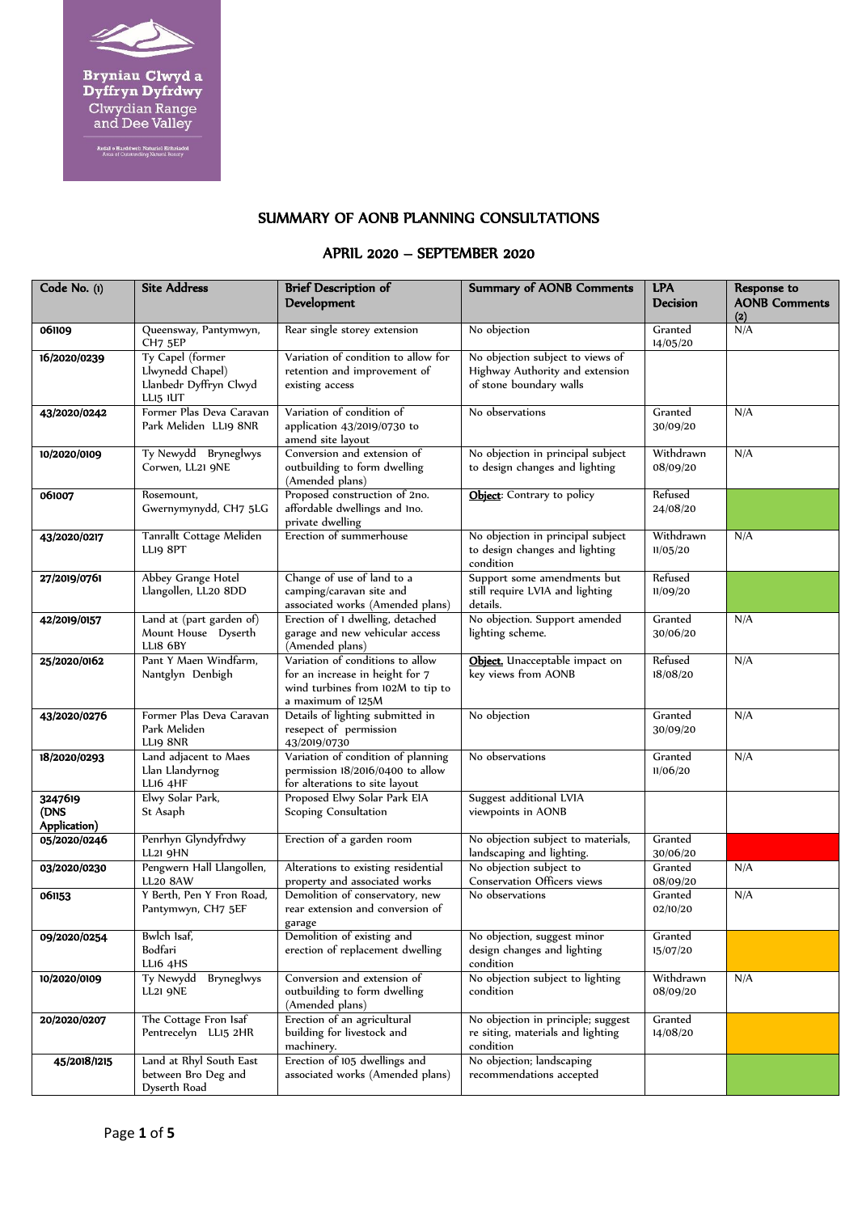Bryniau Clwyd a Dyffryn Dyfrdwy
Clwydian Range and Dee Valley

Ardal o Harddwch Naturiol Eithriadol
Area of Outstanding Natural Beauty

# SUMMARY OF AONB PLANNING CONSULTATIONS

## APRIL 2020 – SEPTEMBER 2020

| Code No. (1) | Site Address | Brief Description of Development | Summary of AONB Comments | LPA Decision | Response to AONB Comments (2) |
|---|---|---|---|---|---|
| **061109** | Queensway, Pantymwyn, CH7 5EP | Rear single storey extension | No objection | Granted 14/05/20 | N/A |
| **16/2020/0239** | Ty Capel (former Llwynedd Chapel) Llanbedr Dyffryn Clwyd LL15 1UT | Variation of condition to allow for retention and improvement of existing access | No objection subject to views of Highway Authority and extension of stone boundary walls | | |
| **43/2020/0242** | Former Plas Deva Caravan Park Meliden LL19 8NR | Variation of condition of application 43/2019/0730 to amend site layout | No observations | Granted 30/09/20 | N/A |
| **10/2020/0109** | Ty Newydd Bryneglwys Corwen, LL21 9NE | Conversion and extension of outbuilding to form dwelling (Amended plans) | No objection in principal subject to design changes and lighting | Withdrawn 08/09/20 | N/A |
| **061007** | Rosemount, Gwernymynydd, CH7 5LG | Proposed construction of 2no. affordable dwellings and 1no. private dwelling | **Object**: Contrary to policy | Refused 24/08/20 | |
| **43/2020/0217** | Tanrallt Cottage Meliden LL19 8PT | Erection of summerhouse | No objection in principal subject to design changes and lighting condition | Withdrawn 11/05/20 | N/A |
| **27/2019/0761** | Abbey Grange Hotel Llangollen, LL20 8DD | Change of use of land to a camping/caravan site and associated works (Amended plans) | Support some amendments but still require LVIA and lighting details. | Refused 11/09/20 | |
| **42/2019/0157** | Land at (part garden of) Mount House Dyserth LL18 6BY | Erection of 1 dwelling, detached garage and new vehicular access (Amended plans) | No objection. Support amended lighting scheme. | Granted 30/06/20 | N/A |
| **25/2020/0162** | Pant Y Maen Windfarm, Nantglyn Denbigh | Variation of conditions to allow for an increase in height for 7 wind turbines from 102M to tip to a maximum of 125M | **Object.** Unacceptable impact on key views from AONB | Refused 18/08/20 | N/A |
| **43/2020/0276** | Former Plas Deva Caravan Park Meliden LL19 8NR | Details of lighting submitted in resepect of permission 43/2019/0730 | No objection | Granted 30/09/20 | N/A |
| **18/2020/0293** | Land adjacent to Maes Llan Llandyrnog LL16 4HF | Variation of condition of planning permission 18/2016/0400 to allow for alterations to site layout | No observations | Granted 11/06/20 | N/A |
| **3247619 (DNS Application)** | Elwy Solar Park, St Asaph | Proposed Elwy Solar Park EIA Scoping Consultation | Suggest additional LVIA viewpoints in AONB | | |
| **05/2020/0246** | Penrhyn Glyndyfrdwy LL21 9HN | Erection of a garden room | No objection subject to materials, landscaping and lighting. | Granted 30/06/20 | |
| **03/2020/0230** | Pengwern Hall Llangollen, LL20 8AW | Alterations to existing residential property and associated works | No objection subject to Conservation Officers views | Granted 08/09/20 | N/A |
| **061153** | Y Berth, Pen Y Fron Road, Pantymwyn, CH7 5EF | Demolition of conservatory, new rear extension and conversion of garage | No observations | Granted 02/10/20 | N/A |
| **09/2020/0254** | Bwlch Isaf, Bodfari LL16 4HS | Demolition of existing and erection of replacement dwelling | No objection, suggest minor design changes and lighting condition | Granted 15/07/20 | |
| **10/2020/0109** | Ty Newydd Bryneglwys LL21 9NE | Conversion and extension of outbuilding to form dwelling (Amended plans) | No objection subject to lighting condition | Withdrawn 08/09/20 | N/A |
| **20/2020/0207** | The Cottage Fron Isaf Pentrecelyn LL15 2HR | Erection of an agricultural building for livestock and machinery. | No objection in principle; suggest re siting, materials and lighting condition | Granted 14/08/20 | |
| **45/2018/1215** | Land at Rhyl South East between Bro Deg and Dyserth Road | Erection of 105 dwellings and associated works (Amended plans) | No objection; landscaping recommendations accepted | | |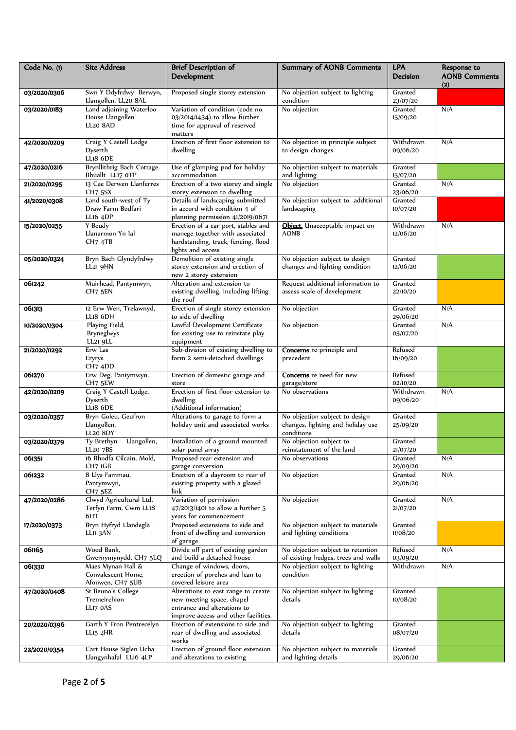| Code No. (1) | Site Address | Brief Description of Development | Summary of AONB Comments | LPA Decision | Response to AONB Comments (2) |
|---|---|---|---|---|---|
| **03/2020/0306** | Swn Y Ddyfrdwy Berwyn, Llangollen, LL20 8AL | Proposed single storey extension | No objection subject to lighting condition | Granted 23/07/20 | |
| **03/2020/0183** | Land adjoining Waterloo House Llangollen LL20 8AD | Variation of condition (code no. 03/2014/1434) to allow further time for approval of reserved matters | No objection | Granted 15/09/20 | N/A |
| **42/2020/0209** | Craig Y Castell Lodge Dyserth LL18 6DE | Erection of first floor extension to dwelling | No objection in principle subject to design changes | Withdrawn 09/06/20 | N/A |
| **47/2020/0216** | Brynllithrig Bach Cottage Rhuallt LL17 0TP | Use of glamping pod for holiday accommodation | No objection subject to materials and lighting | Granted 15/07/20 | |
| **21/2020/0295** | 13 Cae Derwen Llanferres CH7 5SX | Erection of a two storey and single storey extension to dwelling | No objection | Granted 23/06/20 | N/A |
| **41/2020/0308** | Land south-west of Ty Draw Farm Bodfari LL16 4DP | Details of landscaping submitted in accord with condition 4 of planning permission 41/2019/0671 | No objection subject to additional landscaping | Granted 10/07/20 | |
| **15/2020/0255** | Y Beudy Llanarmon Yn Ial CH7 4TB | Erection of a car port, stables and manege together with associated hardstanding, track, fencing, flood lights and access | **Object.** Unacceptable impact on AONB | Withdrawn 12/06/20 | N/A |
| **05/2020/0324** | Bryn Bach Glyndyfrdwy LL21 9HN | Demolition of existing single storey extension and erection of new 2 storey extension | No objection subject to design changes and lighting condition | Granted 12/06/20 | |
| **061242** | Muirhead, Pantymwyn, CH7 5EN | Alteration and extension to existing dwelling, including lifting the roof | Request additional information to assess scale of development | Granted 22/10/20 | |
| **061313** | 12 Erw Wen, Trelawnyd, LL18 6DH | Erection of single storey extension to side of dwelling | No objection | Granted 29/06/20 | N/A |
| **10/2020/0304** | Playing Field, Bryneglwys LL21 9LL | Lawful Development Certificate for existing use to reinstate play equipment | No objection | Granted 03/07/20 | N/A |
| **21/2020/0292** | Erw Las Eryrys CH7 4DD | Sub-division of existing dwelling to form 2 semi-detached dwellings | **Concerns** re principle and precedent | Refused 16/09/20 | |
| **061270** | Erw Deg, Pantymwyn, CH7 5EW | Erection of domestic garage and store | **Concerns** re need for new garage/store | Refused 02/10/20 | |
| **42/2020/0209** | Craig Y Castell Lodge, Dyserth LL18 6DE | Erection of first floor extension to dwelling (Additional information) | No observations | Withdrawn 09/06/20 | N/A |
| **03/2020/0357** | Bryn Goleu, Geufron Llangollen, LL20 8DY | Alterations to garage to form a holiday unit and associated works | No objection subject to design changes, lighting and holiday use conditions | Granted 25/09/20 | |
| **03/2020/0379** | Ty Brethyn Llangollen, LL20 7BS | Installation of a ground mounted solar panel array | No objection subject to reinstatement of the land | Granted 21/07/20 | |
| **061351** | 16 Rhodfa Cilcain, Mold, CH7 1GR | Proposed rear extension and garage conversion | No observations | Granted 29/09/20 | N/A |
| **061232** | 8 Llys Fammau, Pantymwyn, CH7 5EZ | Erection of a dayroom to rear of existing property with a glazed link | No objection | Granted 29/06/20 | N/A |
| **47/2020/0286** | Clwyd Agricultural Ltd, Terfyn Farm, Cwm LL18 6HT | Variation of permission 47/2013/1401 to allow a further 5 years for commencement | No objection | Granted 21/07/20 | N/A |
| **17/2020/0373** | Bryn Hyfryd Llandegla LL11 3AN | Proposed extensions to side and front of dwelling and conversion of garage | No objection subject to materials and lighting conditions | Granted 11/08/20 | |
| **061165** | Wood Bank, Gwernymynydd, CH7 5LQ | Divide off part of existing garden and build a detached house | No objection subject to retention of existing hedges, trees and walls | Refused 03/09/20 | N/A |
| **061330** | Maes Mynan Hall & Convalescent Home, Afonwen, CH7 5UB | Change of windows, doors, erection of porches and lean to covered leisure area | No objection subject to lighting condition | Withdrawn | N/A |
| **47/2020/0408** | St Beuno's College Tremeirchion LL17 0AS | Alterations to east range to create new meeting space, chapel entrance and alterations to improve access and other facilities. | No objection subject to lighting details | Granted 10/08/20 | |
| **20/2020/0396** | Garth Y Fron Pentrecelyn LL15 2HR | Erection of extensions to side and rear of dwelling and associated works | No objection subject to lighting details | Granted 08/07/20 | |
| **22/2020/0354** | Cart House Siglen Ucha Llangynhafal LL16 4LP | Erection of ground floor extension and alterations to existing | No objection subject to materials and lighting details | Granted 29/06/20 | |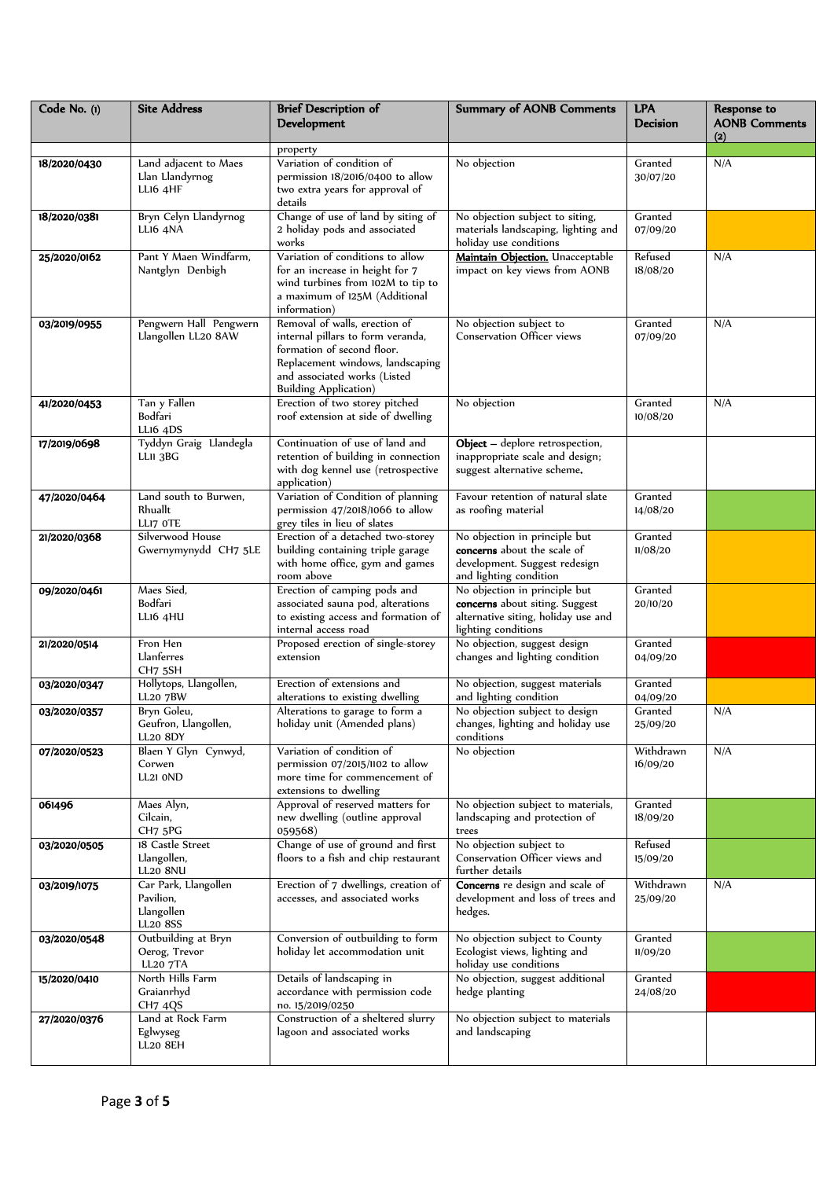| Code No. (1) | Site Address | Brief Description of Development | Summary of AONB Comments | LPA Decision | Response to AONB Comments (2) |
|---|---|---|---|---|---|
| | | property | | | |
| **18/2020/0430** | Land adjacent to Maes Llan Llandyrnog LL16 4HF | Variation of condition of permission 18/2016/0400 to allow two extra years for approval of details | No objection | Granted 30/07/20 | N/A |
| **18/2020/0381** | Bryn Celyn Llandyrnog LL16 4NA | Change of use of land by siting of 2 holiday pods and associated works | No objection subject to siting, materials landscaping, lighting and holiday use conditions | Granted 07/09/20 | |
| **25/2020/0162** | Pant Y Maen Windfarm, Nantglyn Denbigh | Variation of conditions to allow for an increase in height for 7 wind turbines from 102M to tip to a maximum of 125M (Additional information) | **Maintain Objection.** Unacceptable impact on key views from AONB | Refused 18/08/20 | N/A |
| **03/2019/0955** | Pengwern Hall Pengwern Llangollen LL20 8AW | Removal of walls, erection of internal pillars to form veranda, formation of second floor. Replacement windows, landscaping and associated works (Listed Building Application) | No objection subject to Conservation Officer views | Granted 07/09/20 | N/A |
| **41/2020/0453** | Tan y Fallen Bodfari LL16 4DS | Erection of two storey pitched roof extension at side of dwelling | No objection | Granted 10/08/20 | N/A |
| **17/2019/0698** | Tyddyn Graig Llandegla LL11 3BG | Continuation of use of land and retention of building in connection with dog kennel use (retrospective application) | **Object** – deplore retrospection, inappropriate scale and design; suggest alternative scheme. | | |
| **47/2020/0464** | Land south to Burwen, Rhuallt LL17 0TE | Variation of Condition of planning permission 47/2018/1066 to allow grey tiles in lieu of slates | Favour retention of natural slate as roofing material | Granted 14/08/20 | |
| **21/2020/0368** | Silverwood House Gwernymynydd CH7 5LE | Erection of a detached two-storey building containing triple garage with home office, gym and games room above | No objection in principle but **concerns** about the scale of development. Suggest redesign and lighting condition | Granted 11/08/20 | |
| **09/2020/0461** | Maes Sied, Bodfari LL16 4HU | Erection of camping pods and associated sauna pod, alterations to existing access and formation of internal access road | No objection in principle but **concerns** about siting. Suggest alternative siting, holiday use and lighting conditions | Granted 20/10/20 | |
| **21/2020/0514** | Fron Hen Llanferres CH7 5SH | Proposed erection of single-storey extension | No objection, suggest design changes and lighting condition | Granted 04/09/20 | |
| **03/2020/0347** | Hollytops, Llangollen, LL20 7BW | Erection of extensions and alterations to existing dwelling | No objection, suggest materials and lighting condition | Granted 04/09/20 | |
| **03/2020/0357** | Bryn Goleu, Geufron, Llangollen, LL20 8DY | Alterations to garage to form a holiday unit (Amended plans) | No objection subject to design changes, lighting and holiday use conditions | Granted 25/09/20 | N/A |
| **07/2020/0523** | Blaen Y Glyn Cynwyd, Corwen LL21 0ND | Variation of condition of permission 07/2015/1102 to allow more time for commencement of extensions to dwelling | No objection | Withdrawn 16/09/20 | N/A |
| **061496** | Maes Alyn, Cilcain, CH7 5PG | Approval of reserved matters for new dwelling (outline approval 059568) | No objection subject to materials, landscaping and protection of trees | Granted 18/09/20 | |
| **03/2020/0505** | 18 Castle Street Llangollen, LL20 8NU | Change of use of ground and first floors to a fish and chip restaurant | No objection subject to Conservation Officer views and further details | Refused 15/09/20 | |
| **03/2019/1075** | Car Park, Llangollen Pavilion, Llangollen LL20 8SS | Erection of 7 dwellings, creation of accesses, and associated works | **Concerns** re design and scale of development and loss of trees and hedges. | Withdrawn 25/09/20 | N/A |
| **03/2020/0548** | Outbuilding at Bryn Oerog, Trevor LL20 7TA | Conversion of outbuilding to form holiday let accommodation unit | No objection subject to County Ecologist views, lighting and holiday use conditions | Granted 11/09/20 | |
| **15/2020/0410** | North Hills Farm Graianrhyd CH7 4QS | Details of landscaping in accordance with permission code no. 15/2019/0250 | No objection, suggest additional hedge planting | Granted 24/08/20 | |
| **27/2020/0376** | Land at Rock Farm Eglwyseg LL20 8EH | Construction of a sheltered slurry lagoon and associated works | No objection subject to materials and landscaping | | |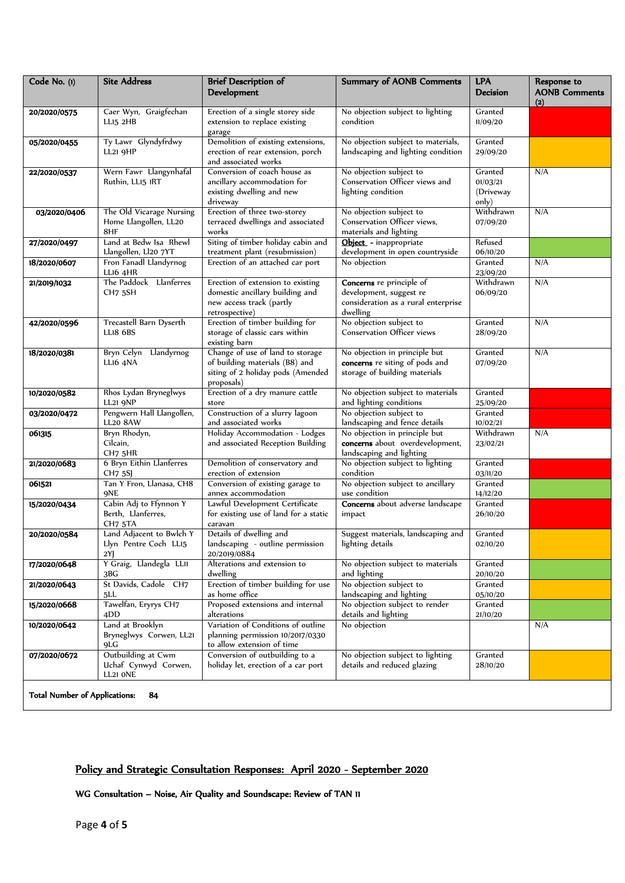| Code No. (1) | Site Address | Brief Description of Development | Summary of AONB Comments | LPA Decision | Response to AONB Comments (2) |
|---|---|---|---|---|---|
| 20/2020/0575 | Caer Wyn, Graigfechan LL15 2HB | Erection of a single storey side extension to replace existing garage | No objection subject to lighting condition | Granted 11/09/20 | |
| 05/2020/0455 | Ty Lawr Glyndyfrdwy LL21 9HP | Demolition of existing extensions, erection of rear extension, porch and associated works | No objection subject to materials, landscaping and lighting condition | Granted 29/09/20 | |
| 22/2020/0537 | Wern Fawr Llangynhafal Ruthin, LL15 1RT | Conversion of coach house as ancillary accommodation for existing dwelling and new driveway | No objection subject to Conservation Officer views and lighting condition | Granted 01/03/21 (Driveway only) | N/A |
| 03/2020/0406 | The Old Vicarage Nursing Home Llangollen, LL20 8HF | Erection of three two-storey terraced dwellings and associated works | No objection subject to Conservation Officer views, materials and lighting | Withdrawn 07/09/20 | N/A |
| 27/2020/0497 | Land at Bedw Isa Rhewl Llangollen, Ll20 7YT | Siting of timber holiday cabin and treatment plant (resubmission) | **Object** - inappropriate development in open countryside | Refused 06/10/20 | |
| 18/2020/0607 | Fron Fanadl Llandyrnog LL16 4HR | Erection of an attached car port | No objection | Granted 23/09/20 | N/A |
| 21/2019/1032 | The Paddock Llanferres CH7 5SH | Erection of extension to existing domestic ancillary building and new access track (partly retrospective) | **Concerns** re principle of development, suggest re consideration as a rural enterprise dwelling | Withdrawn 06/09/20 | N/A |
| 42/2020/0596 | Trecastell Barn Dyserth LL18 6BS | Erection of timber building for storage of classic cars within existing barn | No objection subject to Conservation Officer views | Granted 28/09/20 | N/A |
| 18/2020/0381 | Bryn Celyn Llandyrnog LL16 4NA | Change of use of land to storage of building materials (B8) and siting of 2 holiday pods (Amended proposals) | No objection in principle but **concerns** re siting of pods and storage of building materials | Granted 07/09/20 | N/A |
| 10/2020/0582 | Rhos Lydan Bryneglwys LL21 9NP | Erection of a dry manure cattle store | No objection subject to materials and lighting conditions | Granted 25/09/20 | |
| 03/2020/0472 | Pengwern Hall Llangollen, LL20 8AW | Construction of a slurry lagoon and associated works | No objection subject to landscaping and fence details | Granted 10/02/21 | |
| 061315 | Bryn Rhodyn, Cilcain, CH7 5HR | Holiday Accommodation - Lodges and associated Reception Building | No objection in principle but **concerns** about overdevelopment, landscaping and lighting | Withdrawn 23/02/21 | N/A |
| 21/2020/0683 | 6 Bryn Eithin Llanferres CH7 5SJ | Demolition of conservatory and erection of extension | No objection subject to lighting condition | Granted 03/11/20 | |
| 061521 | Tan Y Fron, Llanasa, CH8 9NE | Conversion of existing garage to annex accommodation | No objection subject to ancillary use condition | Granted 14/12/20 | |
| 15/2020/0434 | Cabin Adj to Ffynnon Y Berth, Llanferres, CH7 5TA | Lawful Development Certificate for existing use of land for a static caravan | **Concerns** about adverse landscape impact | Granted 26/10/20 | |
| 20/2020/0584 | Land Adjacent to Bwlch Y Llyn Pentre Coch LL15 2YJ | Details of dwelling and landscaping - outline permission 20/2019/0884 | Suggest materials, landscaping and lighting details | Granted 02/10/20 | |
| 17/2020/0648 | Y Graig, Llandegla LL11 3BG | Alterations and extension to dwelling | No objection subject to materials and lighting | Granted 20/10/20 | |
| 21/2020/0643 | St Davids, Cadole CH7 5LL | Erection of timber building for use as home office | No objection subject to landscaping and lighting | Granted 05/10/20 | |
| 15/2020/0668 | Tawelfan, Eryrys CH7 4DD | Proposed extensions and internal alterations | No objection subject to render details and lighting | Granted 21/10/20 | |
| 10/2020/0642 | Land at Brooklyn Bryneglwys Corwen, LL21 9LG | Variation of Conditions of outline planning permission 10/2017/0330 to allow extension of time | No objection | | N/A |
| 07/2020/0672 | Outbuilding at Cwm Uchaf Cynwyd Corwen, LL21 0NE | Conversion of outbuilding to a holiday let, erection of a car port | No objection subject to lighting details and reduced glazing | Granted 28/10/20 | |

**Total Number of Applications: 84**

## Policy and Strategic Consultation Responses: April 2020 - September 2020

**WG Consultation – Noise, Air Quality and Soundscape: Review of TAN 11**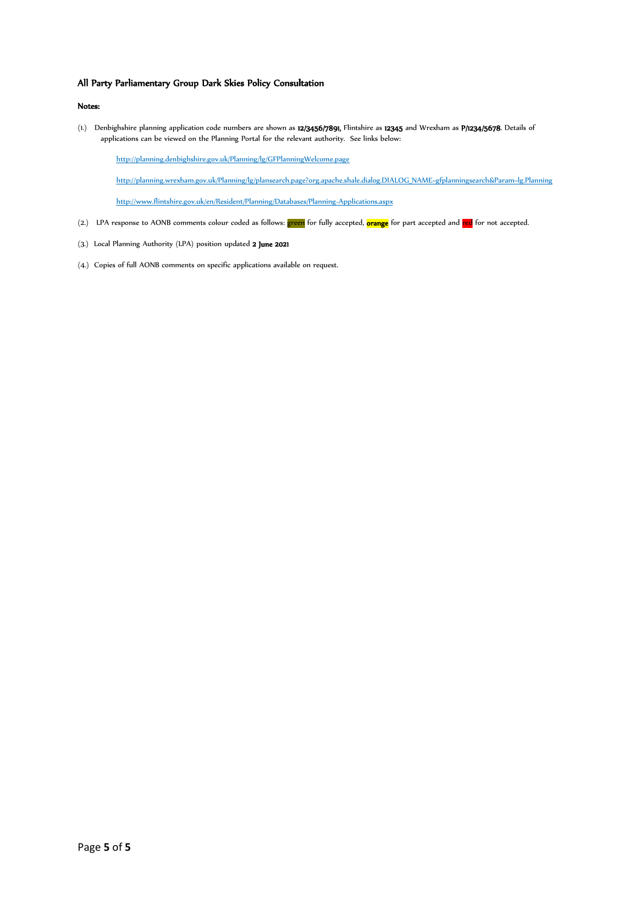## All Party Parliamentary Group Dark Skies Policy Consultation

**Notes:**

(1.) Denbighshire planning application code numbers are shown as **12/3456/7891**, Flintshire as **12345** and Wrexham as **P/1234/5678**. Details of applications can be viewed on the Planning Portal for the relevant authority. See links below:

http://planning.denbighshire.gov.uk/Planning/lg/GFPlanningWelcome.page

http://planning.wrexham.gov.uk/Planning/lg/plansearch.page?org.apache.shale.dialog.DIALOG_NAME=gfplanningsearch&Param=lg.Planning

http://www.flintshire.gov.uk/en/Resident/Planning/Databases/Planning-Applications.aspx

(2.) LPA response to AONB comments colour coded as follows: green for fully accepted, **orange** for part accepted and red for not accepted.

(3.) Local Planning Authority (LPA) position updated **2 June 2021**

(4.) Copies of full AONB comments on specific applications available on request.